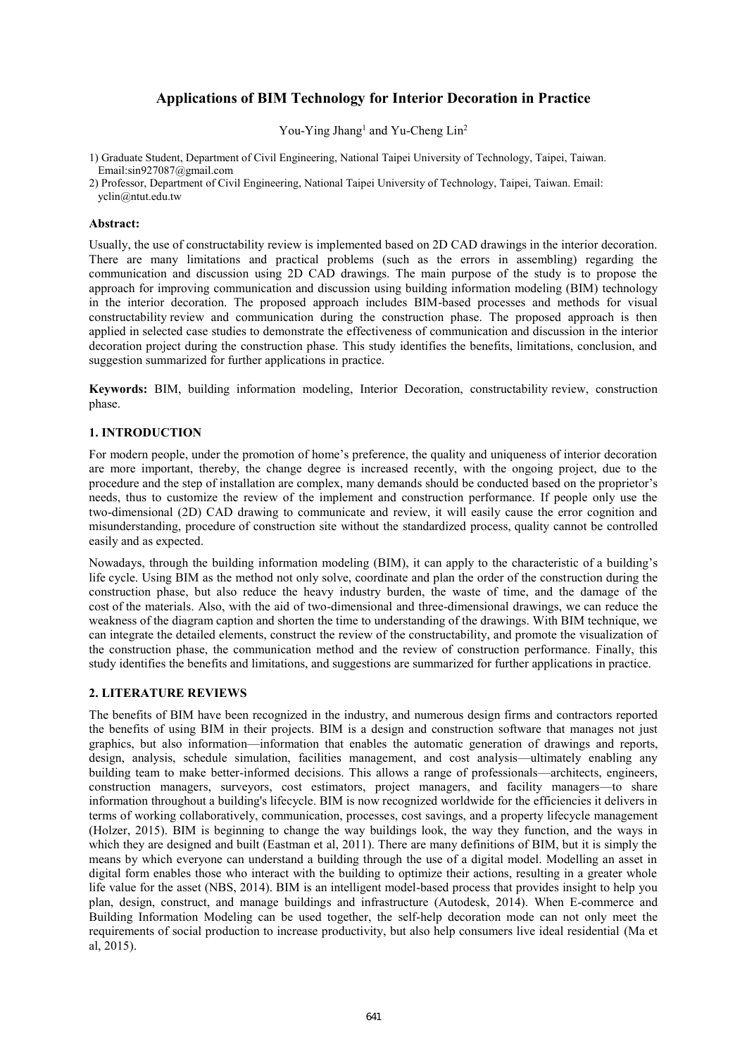# Applications of BIM Technology for Interior Decoration in Practice

You-Ying Jhang[1] and Yu-Cheng Lin[2]

1) Graduate Student, Department of Civil Engineering, National Taipei University of Technology, Taipei, Taiwan. Email:sin927087@gmail.com

2) Professor, Department of Civil Engineering, National Taipei University of Technology, Taipei, Taiwan. Email: yclin@ntut.edu.tw

**Abstract:**

Usually, the use of constructability review is implemented based on 2D CAD drawings in the interior decoration. There are many limitations and practical problems (such as the errors in assembling) regarding the communication and discussion using 2D CAD drawings. The main purpose of the study is to propose the approach for improving communication and discussion using building information modeling (BIM) technology in the interior decoration. The proposed approach includes BIM-based processes and methods for visual constructability review and communication during the construction phase. The proposed approach is then applied in selected case studies to demonstrate the effectiveness of communication and discussion in the interior decoration project during the construction phase. This study identifies the benefits, limitations, conclusion, and suggestion summarized for further applications in practice.

**Keywords:** BIM, building information modeling, Interior Decoration, constructability review, construction phase.

## 1. INTRODUCTION

For modern people, under the promotion of home's preference, the quality and uniqueness of interior decoration are more important, thereby, the change degree is increased recently, with the ongoing project, due to the procedure and the step of installation are complex, many demands should be conducted based on the proprietor's needs, thus to customize the review of the implement and construction performance. If people only use the two-dimensional (2D) CAD drawing to communicate and review, it will easily cause the error cognition and misunderstanding, procedure of construction site without the standardized process, quality cannot be controlled easily and as expected.

Nowadays, through the building information modeling (BIM), it can apply to the characteristic of a building's life cycle. Using BIM as the method not only solve, coordinate and plan the order of the construction during the construction phase, but also reduce the heavy industry burden, the waste of time, and the damage of the cost of the materials. Also, with the aid of two-dimensional and three-dimensional drawings, we can reduce the weakness of the diagram caption and shorten the time to understanding of the drawings. With BIM technique, we can integrate the detailed elements, construct the review of the constructability, and promote the visualization of the construction phase, the communication method and the review of construction performance. Finally, this study identifies the benefits and limitations, and suggestions are summarized for further applications in practice.

## 2. LITERATURE REVIEWS

The benefits of BIM have been recognized in the industry, and numerous design firms and contractors reported the benefits of using BIM in their projects. BIM is a design and construction software that manages not just graphics, but also information—information that enables the automatic generation of drawings and reports, design, analysis, schedule simulation, facilities management, and cost analysis—ultimately enabling any building team to make better-informed decisions. This allows a range of professionals—architects, engineers, construction managers, surveyors, cost estimators, project managers, and facility managers—to share information throughout a building's lifecycle. BIM is now recognized worldwide for the efficiencies it delivers in terms of working collaboratively, communication, processes, cost savings, and a property lifecycle management (Holzer, 2015). BIM is beginning to change the way buildings look, the way they function, and the ways in which they are designed and built (Eastman et al, 2011). There are many definitions of BIM, but it is simply the means by which everyone can understand a building through the use of a digital model. Modelling an asset in digital form enables those who interact with the building to optimize their actions, resulting in a greater whole life value for the asset (NBS, 2014). BIM is an intelligent model-based process that provides insight to help you plan, design, construct, and manage buildings and infrastructure (Autodesk, 2014). When E-commerce and Building Information Modeling can be used together, the self-help decoration mode can not only meet the requirements of social production to increase productivity, but also help consumers live ideal residential (Ma et al, 2015).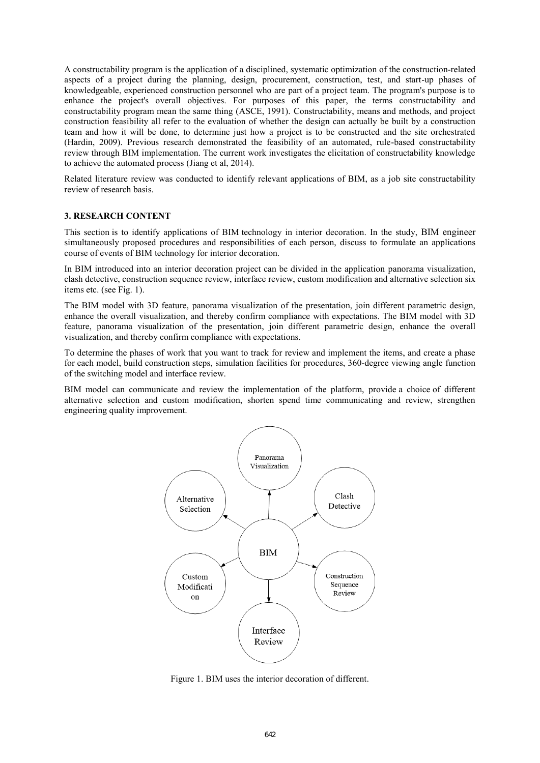A constructability program is the application of a disciplined, systematic optimization of the construction-related aspects of a project during the planning, design, procurement, construction, test, and start-up phases of knowledgeable, experienced construction personnel who are part of a project team. The program's purpose is to enhance the project's overall objectives. For purposes of this paper, the terms constructability and constructability program mean the same thing (ASCE, 1991). Constructability, means and methods, and project construction feasibility all refer to the evaluation of whether the design can actually be built by a construction team and how it will be done, to determine just how a project is to be constructed and the site orchestrated (Hardin, 2009). Previous research demonstrated the feasibility of an automated, rule-based constructability review through BIM implementation. The current work investigates the elicitation of constructability knowledge to achieve the automated process (Jiang et al, 2014).

Related literature review was conducted to identify relevant applications of BIM, as a job site constructability review of research basis.

## 3. RESEARCH CONTENT

This section is to identify applications of BIM technology in interior decoration. In the study, BIM engineer simultaneously proposed procedures and responsibilities of each person, discuss to formulate an applications course of events of BIM technology for interior decoration.

In BIM introduced into an interior decoration project can be divided in the application panorama visualization, clash detective, construction sequence review, interface review, custom modification and alternative selection six items etc. (see Fig. 1).

The BIM model with 3D feature, panorama visualization of the presentation, join different parametric design, enhance the overall visualization, and thereby confirm compliance with expectations. The BIM model with 3D feature, panorama visualization of the presentation, join different parametric design, enhance the overall visualization, and thereby confirm compliance with expectations.

To determine the phases of work that you want to track for review and implement the items, and create a phase for each model, build construction steps, simulation facilities for procedures, 360-degree viewing angle function of the switching model and interface review.

BIM model can communicate and review the implementation of the platform, provide a choice of different alternative selection and custom modification, shorten spend time communicating and review, strengthen engineering quality improvement.

Panorama Visualization

Alternative Selection

Clash Detective

BIM

Custom Modificati on

Construction Sequence Review

Interface Review

Figure 1. BIM uses the interior decoration of different.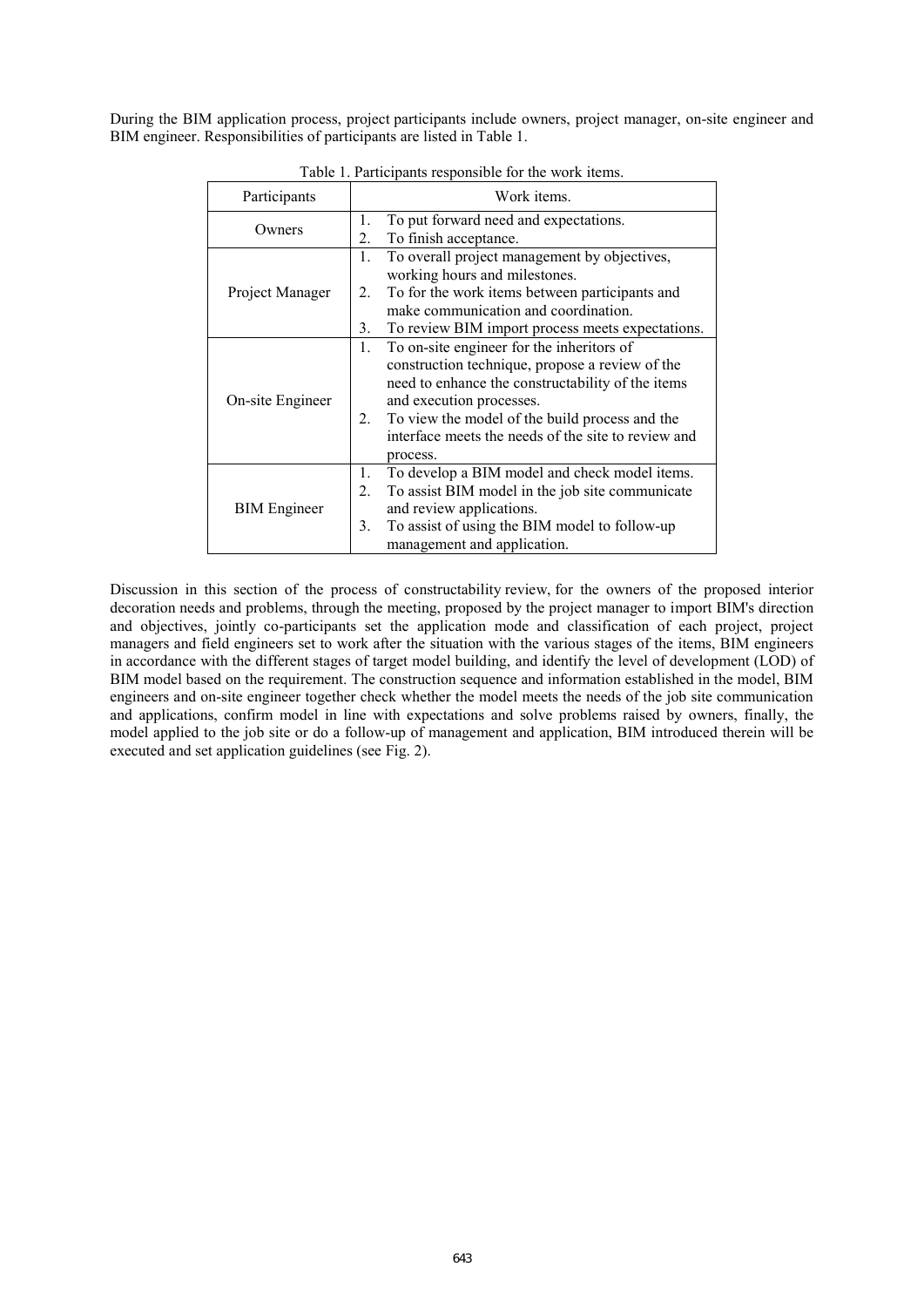During the BIM application process, project participants include owners, project manager, on-site engineer and BIM engineer. Responsibilities of participants are listed in Table 1.

Table 1. Participants responsible for the work items.

| Participants | Work items. |
|---|---|
| Owners | 1. To put forward need and expectations.<br>2. To finish acceptance. |
| Project Manager | 1. To overall project management by objectives, working hours and milestones.<br>2. To for the work items between participants and make communication and coordination.<br>3. To review BIM import process meets expectations. |
| On-site Engineer | 1. To on-site engineer for the inheritors of construction technique, propose a review of the need to enhance the constructability of the items and execution processes.<br>2. To view the model of the build process and the interface meets the needs of the site to review and process. |
| BIM Engineer | 1. To develop a BIM model and check model items.<br>2. To assist BIM model in the job site communicate and review applications.<br>3. To assist of using the BIM model to follow-up management and application. |

Discussion in this section of the process of constructability review, for the owners of the proposed interior decoration needs and problems, through the meeting, proposed by the project manager to import BIM's direction and objectives, jointly co-participants set the application mode and classification of each project, project managers and field engineers set to work after the situation with the various stages of the items, BIM engineers in accordance with the different stages of target model building, and identify the level of development (LOD) of BIM model based on the requirement. The construction sequence and information established in the model, BIM engineers and on-site engineer together check whether the model meets the needs of the job site communication and applications, confirm model in line with expectations and solve problems raised by owners, finally, the model applied to the job site or do a follow-up of management and application, BIM introduced therein will be executed and set application guidelines (see Fig. 2).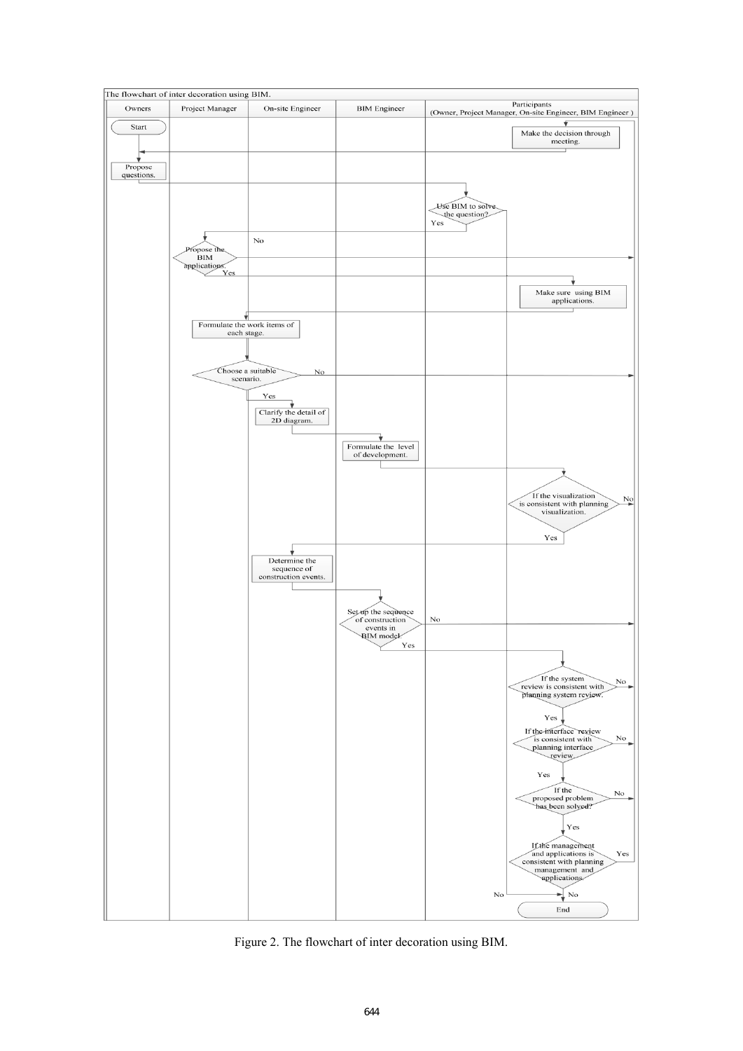Figure 2. The flowchart of inter decoration using BIM.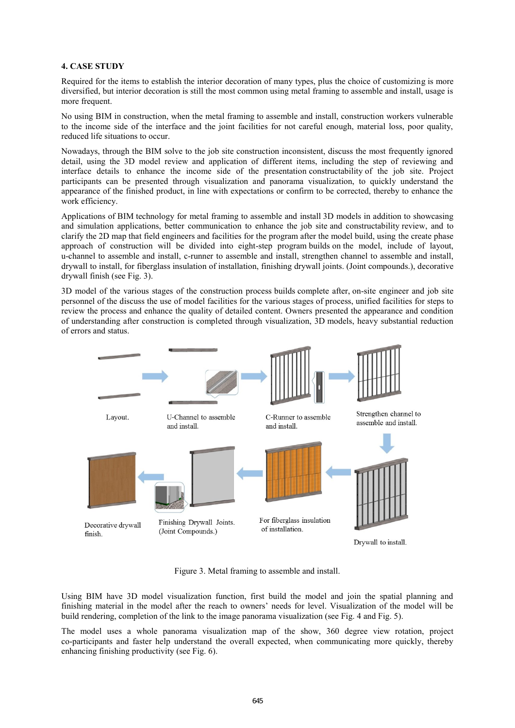## 4. CASE STUDY

Required for the items to establish the interior decoration of many types, plus the choice of customizing is more diversified, but interior decoration is still the most common using metal framing to assemble and install, usage is more frequent.

No using BIM in construction, when the metal framing to assemble and install, construction workers vulnerable to the income side of the interface and the joint facilities for not careful enough, material loss, poor quality, reduced life situations to occur.

Nowadays, through the BIM solve to the job site construction inconsistent, discuss the most frequently ignored detail, using the 3D model review and application of different items, including the step of reviewing and interface details to enhance the income side of the presentation constructability of the job site. Project participants can be presented through visualization and panorama visualization, to quickly understand the appearance of the finished product, in line with expectations or confirm to be corrected, thereby to enhance the work efficiency.

Applications of BIM technology for metal framing to assemble and install 3D models in addition to showcasing and simulation applications, better communication to enhance the job site and constructability review, and to clarify the 2D map that field engineers and facilities for the program after the model build, using the create phase approach of construction will be divided into eight-step program builds on the model, include of layout, u-channel to assemble and install, c-runner to assemble and install, strengthen channel to assemble and install, drywall to install, for fiberglass insulation of installation, finishing drywall joints. (Joint compounds.), decorative drywall finish (see Fig. 3).

3D model of the various stages of the construction process builds complete after, on-site engineer and job site personnel of the discuss the use of model facilities for the various stages of process, unified facilities for steps to review the process and enhance the quality of detailed content. Owners presented the appearance and condition of understanding after construction is completed through visualization, 3D models, heavy substantial reduction of errors and status.

Layout. U-Channel to assemble and install. C-Runner to assemble and install. Strengthen channel to assemble and install. Drywall to install. For fiberglass insulation of installation. Finishing Drywall Joints. (Joint Compounds.) Decorative drywall finish.

Figure 3. Metal framing to assemble and install.

Using BIM have 3D model visualization function, first build the model and join the spatial planning and finishing material in the model after the reach to owners' needs for level. Visualization of the model will be build rendering, completion of the link to the image panorama visualization (see Fig. 4 and Fig. 5).

The model uses a whole panorama visualization map of the show, 360 degree view rotation, project co-participants and faster help understand the overall expected, when communicating more quickly, thereby enhancing finishing productivity (see Fig. 6).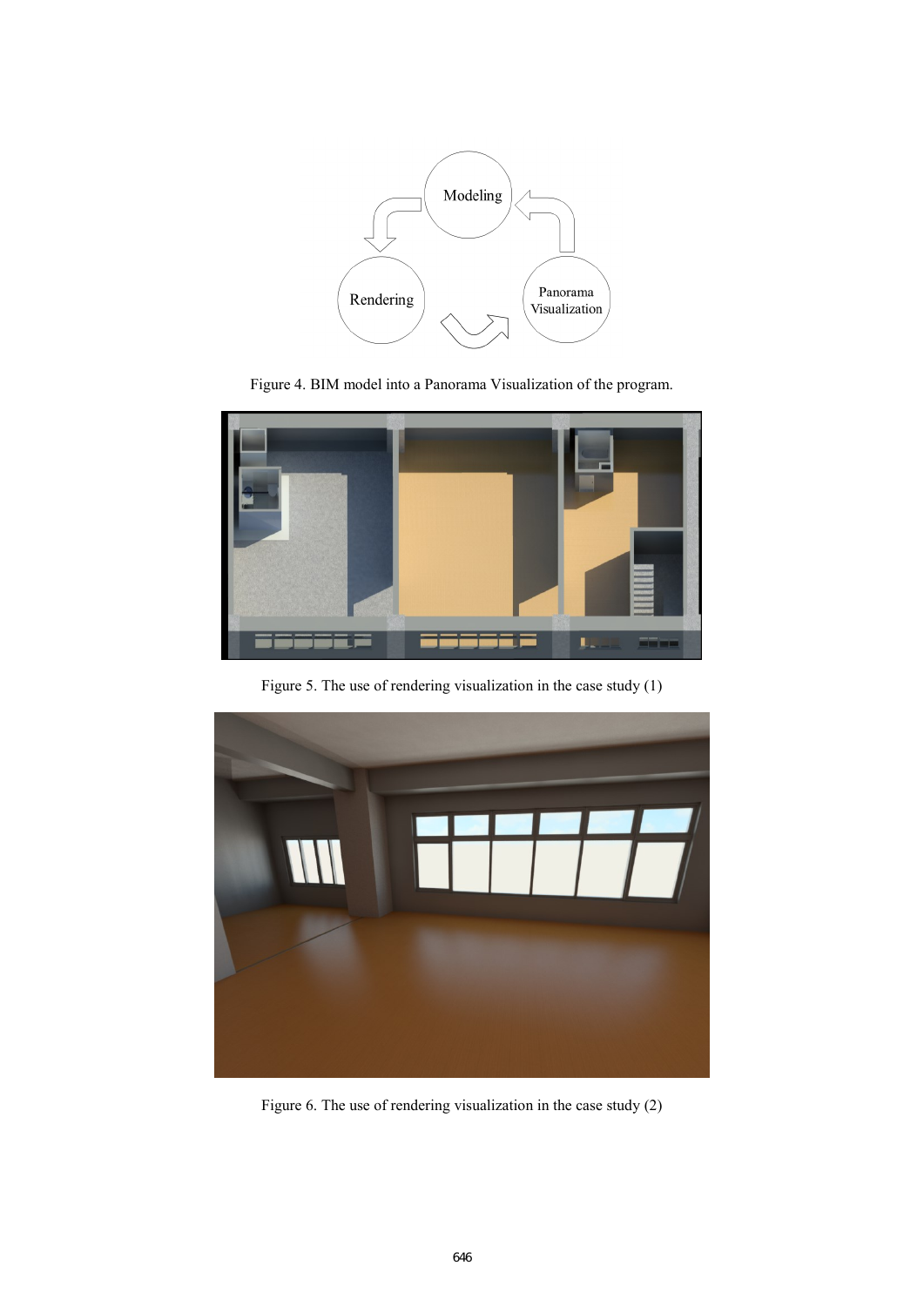Figure 4. BIM model into a Panorama Visualization of the program.

Figure 5. The use of rendering visualization in the case study (1)

Figure 6. The use of rendering visualization in the case study (2)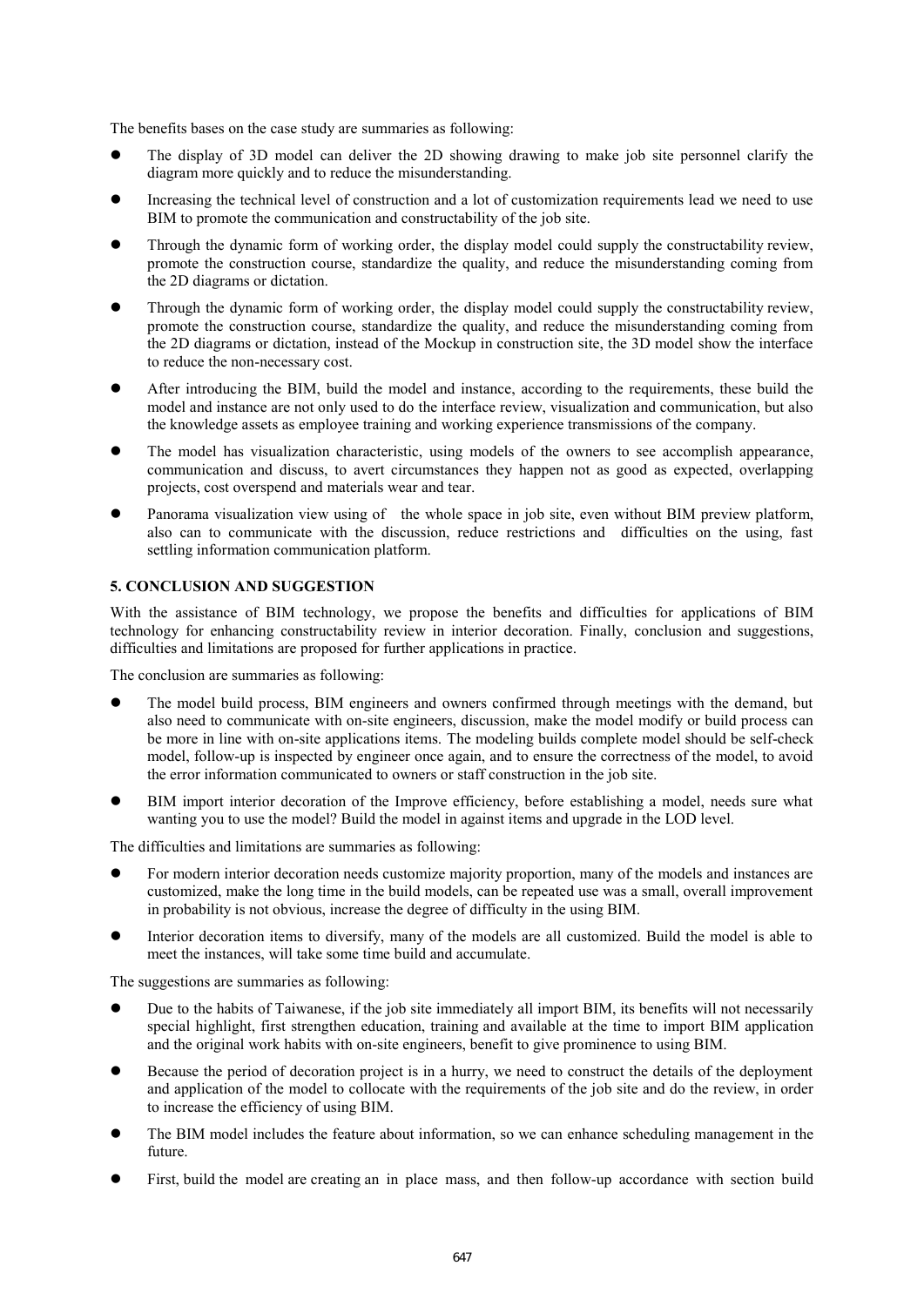The benefits bases on the case study are summaries as following:

- The display of 3D model can deliver the 2D showing drawing to make job site personnel clarify the diagram more quickly and to reduce the misunderstanding.
- Increasing the technical level of construction and a lot of customization requirements lead we need to use BIM to promote the communication and constructability of the job site.
- Through the dynamic form of working order, the display model could supply the constructability review, promote the construction course, standardize the quality, and reduce the misunderstanding coming from the 2D diagrams or dictation.
- Through the dynamic form of working order, the display model could supply the constructability review, promote the construction course, standardize the quality, and reduce the misunderstanding coming from the 2D diagrams or dictation, instead of the Mockup in construction site, the 3D model show the interface to reduce the non-necessary cost.
- After introducing the BIM, build the model and instance, according to the requirements, these build the model and instance are not only used to do the interface review, visualization and communication, but also the knowledge assets as employee training and working experience transmissions of the company.
- The model has visualization characteristic, using models of the owners to see accomplish appearance, communication and discuss, to avert circumstances they happen not as good as expected, overlapping projects, cost overspend and materials wear and tear.
- Panorama visualization view using of the whole space in job site, even without BIM preview platform, also can to communicate with the discussion, reduce restrictions and difficulties on the using, fast settling information communication platform.

### 5. CONCLUSION AND SUGGESTION

With the assistance of BIM technology, we propose the benefits and difficulties for applications of BIM technology for enhancing constructability review in interior decoration. Finally, conclusion and suggestions, difficulties and limitations are proposed for further applications in practice.

The conclusion are summaries as following:

- The model build process, BIM engineers and owners confirmed through meetings with the demand, but also need to communicate with on-site engineers, discussion, make the model modify or build process can be more in line with on-site applications items. The modeling builds complete model should be self-check model, follow-up is inspected by engineer once again, and to ensure the correctness of the model, to avoid the error information communicated to owners or staff construction in the job site.
- BIM import interior decoration of the Improve efficiency, before establishing a model, needs sure what wanting you to use the model? Build the model in against items and upgrade in the LOD level.

The difficulties and limitations are summaries as following:

- For modern interior decoration needs customize majority proportion, many of the models and instances are customized, make the long time in the build models, can be repeated use was a small, overall improvement in probability is not obvious, increase the degree of difficulty in the using BIM.
- Interior decoration items to diversify, many of the models are all customized. Build the model is able to meet the instances, will take some time build and accumulate.

The suggestions are summaries as following:

- Due to the habits of Taiwanese, if the job site immediately all import BIM, its benefits will not necessarily special highlight, first strengthen education, training and available at the time to import BIM application and the original work habits with on-site engineers, benefit to give prominence to using BIM.
- Because the period of decoration project is in a hurry, we need to construct the details of the deployment and application of the model to collocate with the requirements of the job site and do the review, in order to increase the efficiency of using BIM.
- The BIM model includes the feature about information, so we can enhance scheduling management in the future.
- First, build the model are creating an in place mass, and then follow-up accordance with section build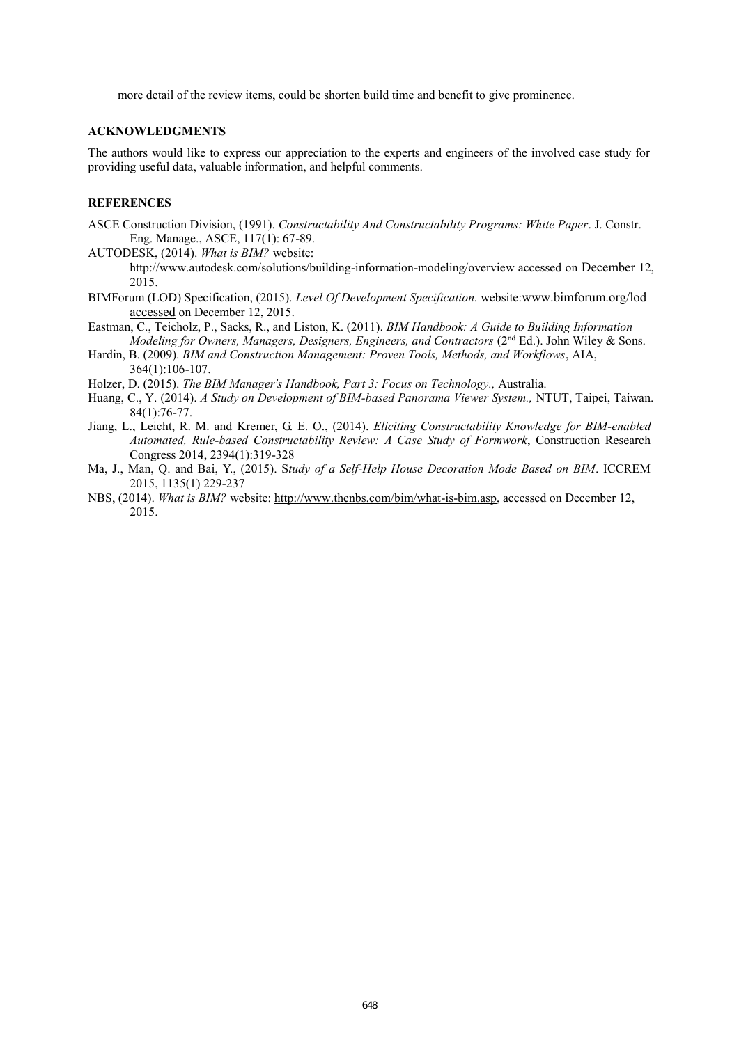more detail of the review items, could be shorten build time and benefit to give prominence.

## ACKNOWLEDGMENTS

The authors would like to express our appreciation to the experts and engineers of the involved case study for providing useful data, valuable information, and helpful comments.

## REFERENCES

ASCE Construction Division, (1991). *Constructability And Constructability Programs: White Paper*. J. Constr. Eng. Manage., ASCE, 117(1): 67-89.

AUTODESK, (2014). *What is BIM?* website: http://www.autodesk.com/solutions/building-information-modeling/overview accessed on December 12, 2015.

BIMForum (LOD) Specification, (2015). *Level Of Development Specification.* website:www.bimforum.org/lod accessed on December 12, 2015.

Eastman, C., Teicholz, P., Sacks, R., and Liston, K. (2011). *BIM Handbook: A Guide to Building Information Modeling for Owners, Managers, Designers, Engineers, and Contractors* (2nd Ed.). John Wiley & Sons.

Hardin, B. (2009). *BIM and Construction Management: Proven Tools, Methods, and Workflows*, AIA, 364(1):106-107.

Holzer, D. (2015). *The BIM Manager's Handbook, Part 3: Focus on Technology.,* Australia.

Huang, C., Y. (2014). *A Study on Development of BIM-based Panorama Viewer System.,* NTUT, Taipei, Taiwan. 84(1):76-77.

Jiang, L., Leicht, R. M. and Kremer, G. E. O., (2014). *Eliciting Constructability Knowledge for BIM-enabled Automated, Rule-based Constructability Review: A Case Study of Formwork*, Construction Research Congress 2014, 2394(1):319-328

Ma, J., Man, Q. and Bai, Y., (2015). S*tudy of a Self-Help House Decoration Mode Based on BIM*. ICCREM 2015, 1135(1) 229-237

NBS, (2014). *What is BIM?* website: http://www.thenbs.com/bim/what-is-bim.asp, accessed on December 12, 2015.